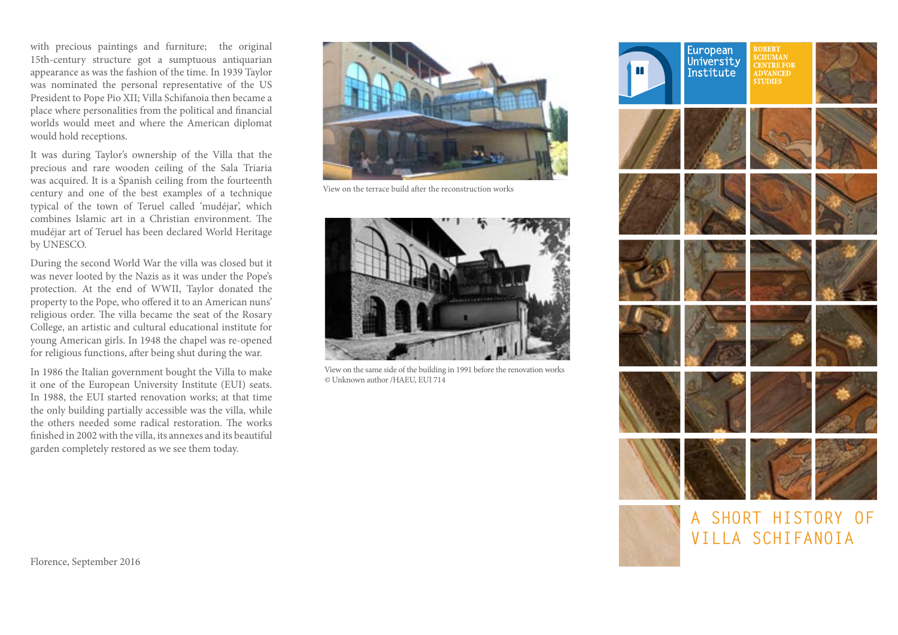with precious paintings and furniture; the original 15th-century structure got a sumptuous antiquarian appearance as was the fashion of the time. In 1939 Taylor was nominated the personal representative of the US President to Pope Pio XII; Villa Schifanoia then became a place where personalities from the political and financial worlds would meet and where the American diplomat would hold receptions.

It was during Taylor's ownership of the Villa that the precious and rare wooden ceiling of the Sala Triaria was acquired. It is a Spanish ceiling from the fourteenth century and one of the best examples of a technique typical of the town of Teruel called 'mudéjar', which combines Islamic art in a Christian environment. The mudéjar art of Teruel has been declared World Heritage by UNESCO.

During the second World War the villa was closed but it was never looted by the Nazis as it was under the Pope's protection. At the end of WWII, Taylor donated the property to the Pope, who offered it to an American nuns' religious order. The villa became the seat of the Rosary College, an artistic and cultural educational institute for young American girls. In 1948 the chapel was re-opened for religious functions, after being shut during the war.

In 1986 the Italian government bought the Villa to make it one of the European University Institute (EUI) seats. In 1988, the EUI started renovation works; at that time the only building partially accessible was the villa, while the others needed some radical restoration. The works finished in 2002 with the villa, its annexes and its beautiful garden completely restored as we see them today.

Florence, September 2016

View on the terrace build after the reconstruction works

View on the same side of the building in 1991 before the renovation works
© Unknown author /HAEU, EUI 714

European University Institute

ROBERT SCHUMAN CENTRE FOR ADVANCED STUDIES

# A SHORT HISTORY OF VILLA SCHIFANOIA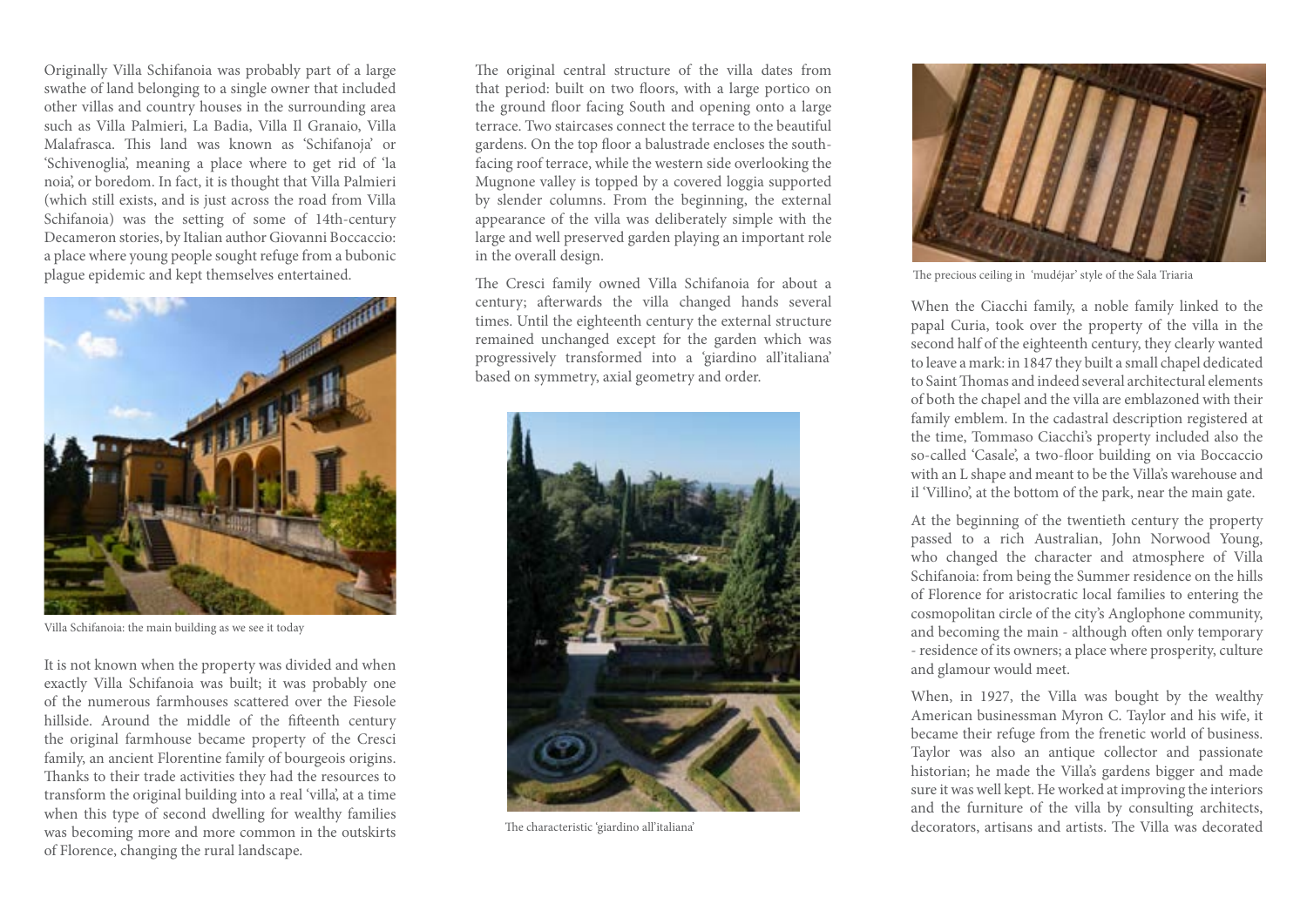Originally Villa Schifanoia was probably part of a large swathe of land belonging to a single owner that included other villas and country houses in the surrounding area such as Villa Palmieri, La Badia, Villa Il Granaio, Villa Malafrasca. This land was known as 'Schifanoja' or 'Schivenoglia', meaning a place where to get rid of 'la noia', or boredom. In fact, it is thought that Villa Palmieri (which still exists, and is just across the road from Villa Schifanoia) was the setting of some of 14th-century Decameron stories, by Italian author Giovanni Boccaccio: a place where young people sought refuge from a bubonic plague epidemic and kept themselves entertained.

Villa Schifanoia: the main building as we see it today

It is not known when the property was divided and when exactly Villa Schifanoia was built; it was probably one of the numerous farmhouses scattered over the Fiesole hillside. Around the middle of the fifteenth century the original farmhouse became property of the Cresci family, an ancient Florentine family of bourgeois origins. Thanks to their trade activities they had the resources to transform the original building into a real 'villa', at a time when this type of second dwelling for wealthy families was becoming more and more common in the outskirts of Florence, changing the rural landscape.

The original central structure of the villa dates from that period: built on two floors, with a large portico on the ground floor facing South and opening onto a large terrace. Two staircases connect the terrace to the beautiful gardens. On the top floor a balustrade encloses the south-facing roof terrace, while the western side overlooking the Mugnone valley is topped by a covered loggia supported by slender columns. From the beginning, the external appearance of the villa was deliberately simple with the large and well preserved garden playing an important role in the overall design.

The Cresci family owned Villa Schifanoia for about a century; afterwards the villa changed hands several times. Until the eighteenth century the external structure remained unchanged except for the garden which was progressively transformed into a 'giardino all'italiana' based on symmetry, axial geometry and order.

The characteristic 'giardino all'italiana'

The precious ceiling in 'mudéjar' style of the Sala Triaria

When the Ciacchi family, a noble family linked to the papal Curia, took over the property of the villa in the second half of the eighteenth century, they clearly wanted to leave a mark: in 1847 they built a small chapel dedicated to Saint Thomas and indeed several architectural elements of both the chapel and the villa are emblazoned with their family emblem. In the cadastral description registered at the time, Tommaso Ciacchi's property included also the so-called 'Casale', a two-floor building on via Boccaccio with an L shape and meant to be the Villa's warehouse and il 'Villino', at the bottom of the park, near the main gate.

At the beginning of the twentieth century the property passed to a rich Australian, John Norwood Young, who changed the character and atmosphere of Villa Schifanoia: from being the Summer residence on the hills of Florence for aristocratic local families to entering the cosmopolitan circle of the city's Anglophone community, and becoming the main - although often only temporary - residence of its owners; a place where prosperity, culture and glamour would meet.

When, in 1927, the Villa was bought by the wealthy American businessman Myron C. Taylor and his wife, it became their refuge from the frenetic world of business. Taylor was also an antique collector and passionate historian; he made the Villa's gardens bigger and made sure it was well kept. He worked at improving the interiors and the furniture of the villa by consulting architects, decorators, artisans and artists. The Villa was decorated